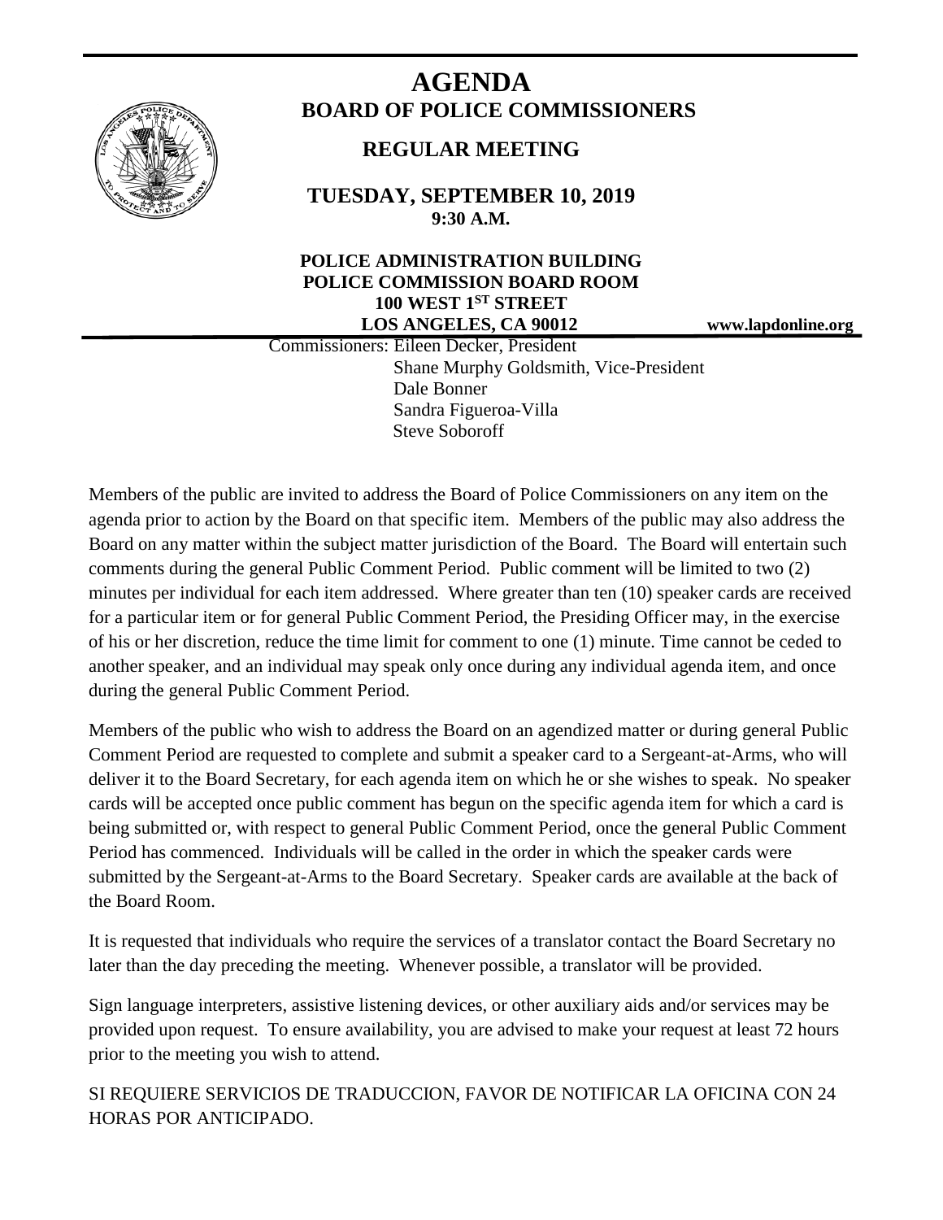# AGENDA

## BOARD OF POLICE COMMISSIONERS

### REGULAR MEETING

**TUESDAY, SEPTEMBER 10, 2019**
**9:30 A.M.**

**POLICE ADMINISTRATION BUILDING**
**POLICE COMMISSION BOARD ROOM**
**100 WEST 1ST STREET**
**LOS ANGELES, CA 90012**

**www.lapdonline.org**

Commissioners: Eileen Decker, President
Shane Murphy Goldsmith, Vice-President
Dale Bonner
Sandra Figueroa-Villa
Steve Soboroff

Members of the public are invited to address the Board of Police Commissioners on any item on the agenda prior to action by the Board on that specific item. Members of the public may also address the Board on any matter within the subject matter jurisdiction of the Board. The Board will entertain such comments during the general Public Comment Period. Public comment will be limited to two (2) minutes per individual for each item addressed. Where greater than ten (10) speaker cards are received for a particular item or for general Public Comment Period, the Presiding Officer may, in the exercise of his or her discretion, reduce the time limit for comment to one (1) minute. Time cannot be ceded to another speaker, and an individual may speak only once during any individual agenda item, and once during the general Public Comment Period.

Members of the public who wish to address the Board on an agendized matter or during general Public Comment Period are requested to complete and submit a speaker card to a Sergeant-at-Arms, who will deliver it to the Board Secretary, for each agenda item on which he or she wishes to speak. No speaker cards will be accepted once public comment has begun on the specific agenda item for which a card is being submitted or, with respect to general Public Comment Period, once the general Public Comment Period has commenced. Individuals will be called in the order in which the speaker cards were submitted by the Sergeant-at-Arms to the Board Secretary. Speaker cards are available at the back of the Board Room.

It is requested that individuals who require the services of a translator contact the Board Secretary no later than the day preceding the meeting. Whenever possible, a translator will be provided.

Sign language interpreters, assistive listening devices, or other auxiliary aids and/or services may be provided upon request. To ensure availability, you are advised to make your request at least 72 hours prior to the meeting you wish to attend.

SI REQUIERE SERVICIOS DE TRADUCCION, FAVOR DE NOTIFICAR LA OFICINA CON 24 HORAS POR ANTICIPADO.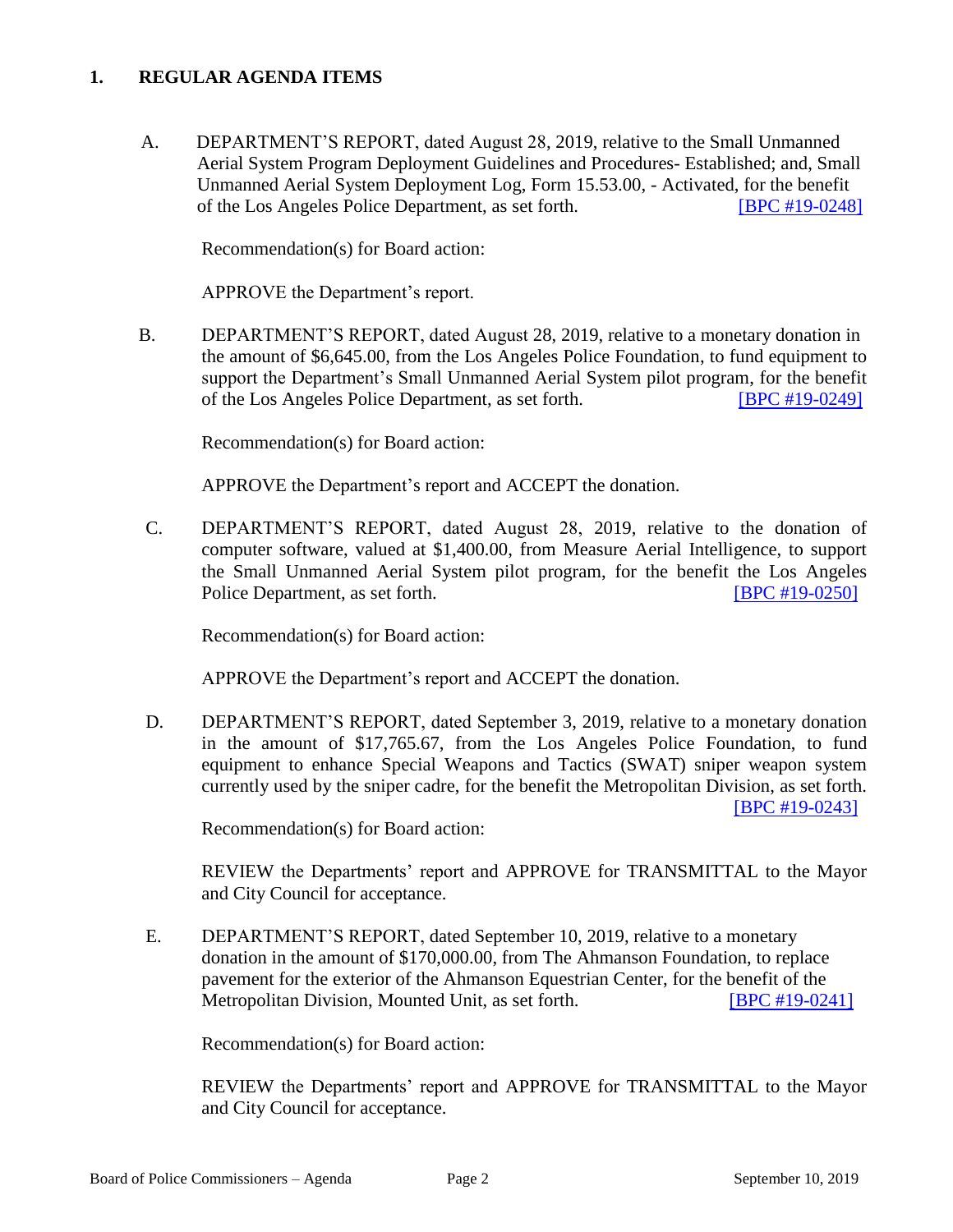## 1. REGULAR AGENDA ITEMS

A. DEPARTMENT'S REPORT, dated August 28, 2019, relative to the Small Unmanned Aerial System Program Deployment Guidelines and Procedures- Established; and, Small Unmanned Aerial System Deployment Log, Form 15.53.00, - Activated, for the benefit of the Los Angeles Police Department, as set forth. [BPC #19-0248]

Recommendation(s) for Board action:

APPROVE the Department's report.

B. DEPARTMENT'S REPORT, dated August 28, 2019, relative to a monetary donation in the amount of $6,645.00, from the Los Angeles Police Foundation, to fund equipment to support the Department's Small Unmanned Aerial System pilot program, for the benefit of the Los Angeles Police Department, as set forth. [BPC #19-0249]

Recommendation(s) for Board action:

APPROVE the Department's report and ACCEPT the donation.

C. DEPARTMENT'S REPORT, dated August 28, 2019, relative to the donation of computer software, valued at $1,400.00, from Measure Aerial Intelligence, to support the Small Unmanned Aerial System pilot program, for the benefit the Los Angeles Police Department, as set forth. [BPC #19-0250]

Recommendation(s) for Board action:

APPROVE the Department's report and ACCEPT the donation.

D. DEPARTMENT'S REPORT, dated September 3, 2019, relative to a monetary donation in the amount of $17,765.67, from the Los Angeles Police Foundation, to fund equipment to enhance Special Weapons and Tactics (SWAT) sniper weapon system currently used by the sniper cadre, for the benefit the Metropolitan Division, as set forth. [BPC #19-0243]

Recommendation(s) for Board action:

REVIEW the Departments' report and APPROVE for TRANSMITTAL to the Mayor and City Council for acceptance.

E. DEPARTMENT'S REPORT, dated September 10, 2019, relative to a monetary donation in the amount of $170,000.00, from The Ahmanson Foundation, to replace pavement for the exterior of the Ahmanson Equestrian Center, for the benefit of the Metropolitan Division, Mounted Unit, as set forth. [BPC #19-0241]

Recommendation(s) for Board action:

REVIEW the Departments' report and APPROVE for TRANSMITTAL to the Mayor and City Council for acceptance.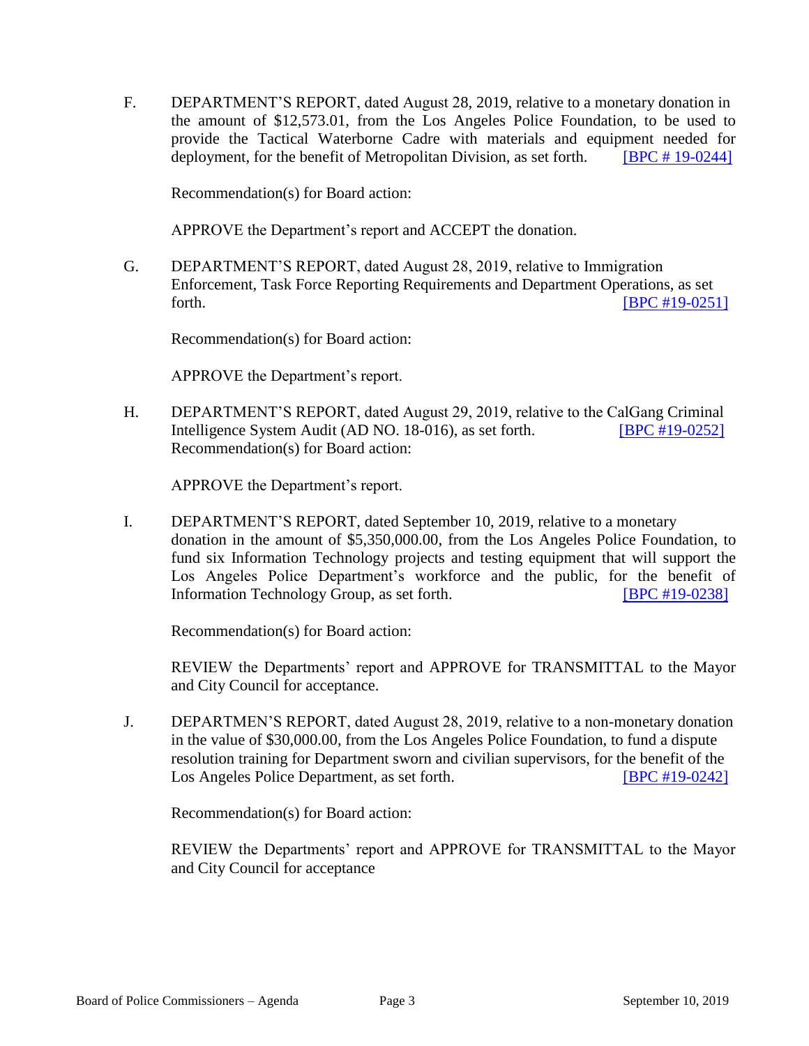F. DEPARTMENT'S REPORT, dated August 28, 2019, relative to a monetary donation in the amount of $12,573.01, from the Los Angeles Police Foundation, to be used to provide the Tactical Waterborne Cadre with materials and equipment needed for deployment, for the benefit of Metropolitan Division, as set forth. [BPC # 19-0244]

Recommendation(s) for Board action:

APPROVE the Department's report and ACCEPT the donation.

G. DEPARTMENT'S REPORT, dated August 28, 2019, relative to Immigration Enforcement, Task Force Reporting Requirements and Department Operations, as set forth. [BPC #19-0251]

Recommendation(s) for Board action:

APPROVE the Department's report.

H. DEPARTMENT'S REPORT, dated August 29, 2019, relative to the CalGang Criminal Intelligence System Audit (AD NO. 18-016), as set forth. [BPC #19-0252]
Recommendation(s) for Board action:

APPROVE the Department's report.

I. DEPARTMENT'S REPORT, dated September 10, 2019, relative to a monetary donation in the amount of $5,350,000.00, from the Los Angeles Police Foundation, to fund six Information Technology projects and testing equipment that will support the Los Angeles Police Department's workforce and the public, for the benefit of Information Technology Group, as set forth. [BPC #19-0238]

Recommendation(s) for Board action:

REVIEW the Departments' report and APPROVE for TRANSMITTAL to the Mayor and City Council for acceptance.

J. DEPARTMEN'S REPORT, dated August 28, 2019, relative to a non-monetary donation in the value of $30,000.00, from the Los Angeles Police Foundation, to fund a dispute resolution training for Department sworn and civilian supervisors, for the benefit of the Los Angeles Police Department, as set forth. [BPC #19-0242]

Recommendation(s) for Board action:

REVIEW the Departments' report and APPROVE for TRANSMITTAL to the Mayor and City Council for acceptance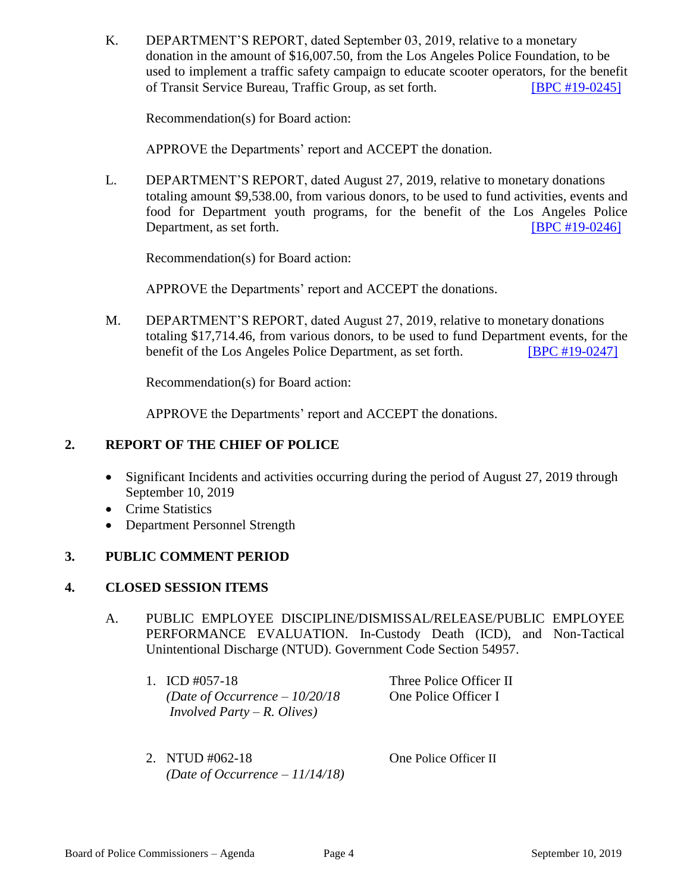K. DEPARTMENT'S REPORT, dated September 03, 2019, relative to a monetary donation in the amount of $16,007.50, from the Los Angeles Police Foundation, to be used to implement a traffic safety campaign to educate scooter operators, for the benefit of Transit Service Bureau, Traffic Group, as set forth. [BPC #19-0245]

Recommendation(s) for Board action:

APPROVE the Departments' report and ACCEPT the donation.

L. DEPARTMENT'S REPORT, dated August 27, 2019, relative to monetary donations totaling amount $9,538.00, from various donors, to be used to fund activities, events and food for Department youth programs, for the benefit of the Los Angeles Police Department, as set forth. [BPC #19-0246]

Recommendation(s) for Board action:

APPROVE the Departments' report and ACCEPT the donations.

M. DEPARTMENT'S REPORT, dated August 27, 2019, relative to monetary donations totaling $17,714.46, from various donors, to be used to fund Department events, for the benefit of the Los Angeles Police Department, as set forth. [BPC #19-0247]

Recommendation(s) for Board action:

APPROVE the Departments' report and ACCEPT the donations.

## 2. REPORT OF THE CHIEF OF POLICE

- Significant Incidents and activities occurring during the period of August 27, 2019 through September 10, 2019
- Crime Statistics
- Department Personnel Strength

## 3. PUBLIC COMMENT PERIOD

## 4. CLOSED SESSION ITEMS

A. PUBLIC EMPLOYEE DISCIPLINE/DISMISSAL/RELEASE/PUBLIC EMPLOYEE PERFORMANCE EVALUATION. In-Custody Death (ICD), and Non-Tactical Unintentional Discharge (NTUD). Government Code Section 54957.

1. ICD #057-18 *(Date of Occurrence – 10/20/18 Involved Party – R. Olives)* — Three Police Officer II, One Police Officer I

2. NTUD #062-18 *(Date of Occurrence – 11/14/18)* — One Police Officer II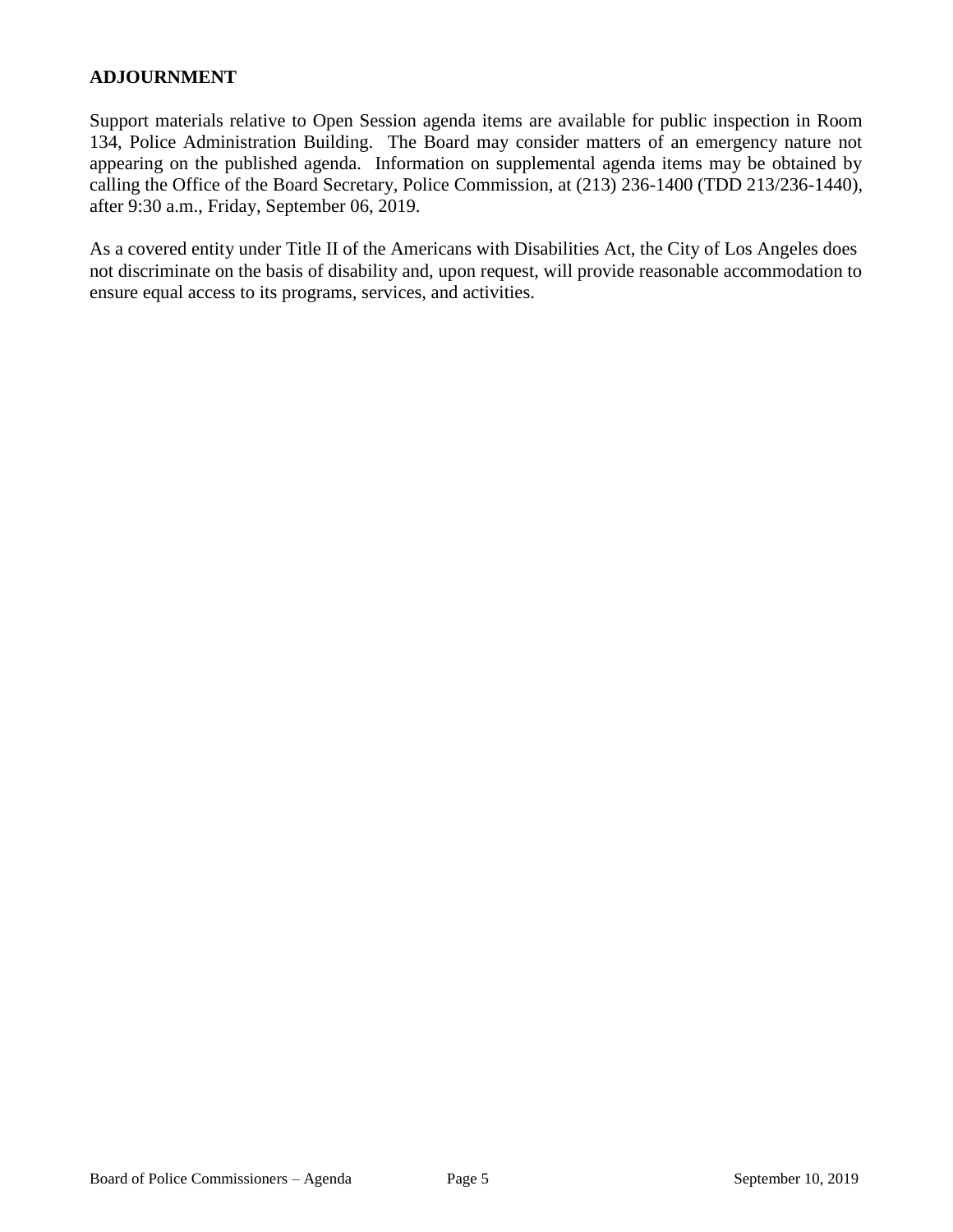**ADJOURNMENT**

Support materials relative to Open Session agenda items are available for public inspection in Room 134, Police Administration Building. The Board may consider matters of an emergency nature not appearing on the published agenda. Information on supplemental agenda items may be obtained by calling the Office of the Board Secretary, Police Commission, at (213) 236-1400 (TDD 213/236-1440), after 9:30 a.m., Friday, September 06, 2019.

As a covered entity under Title II of the Americans with Disabilities Act, the City of Los Angeles does not discriminate on the basis of disability and, upon request, will provide reasonable accommodation to ensure equal access to its programs, services, and activities.